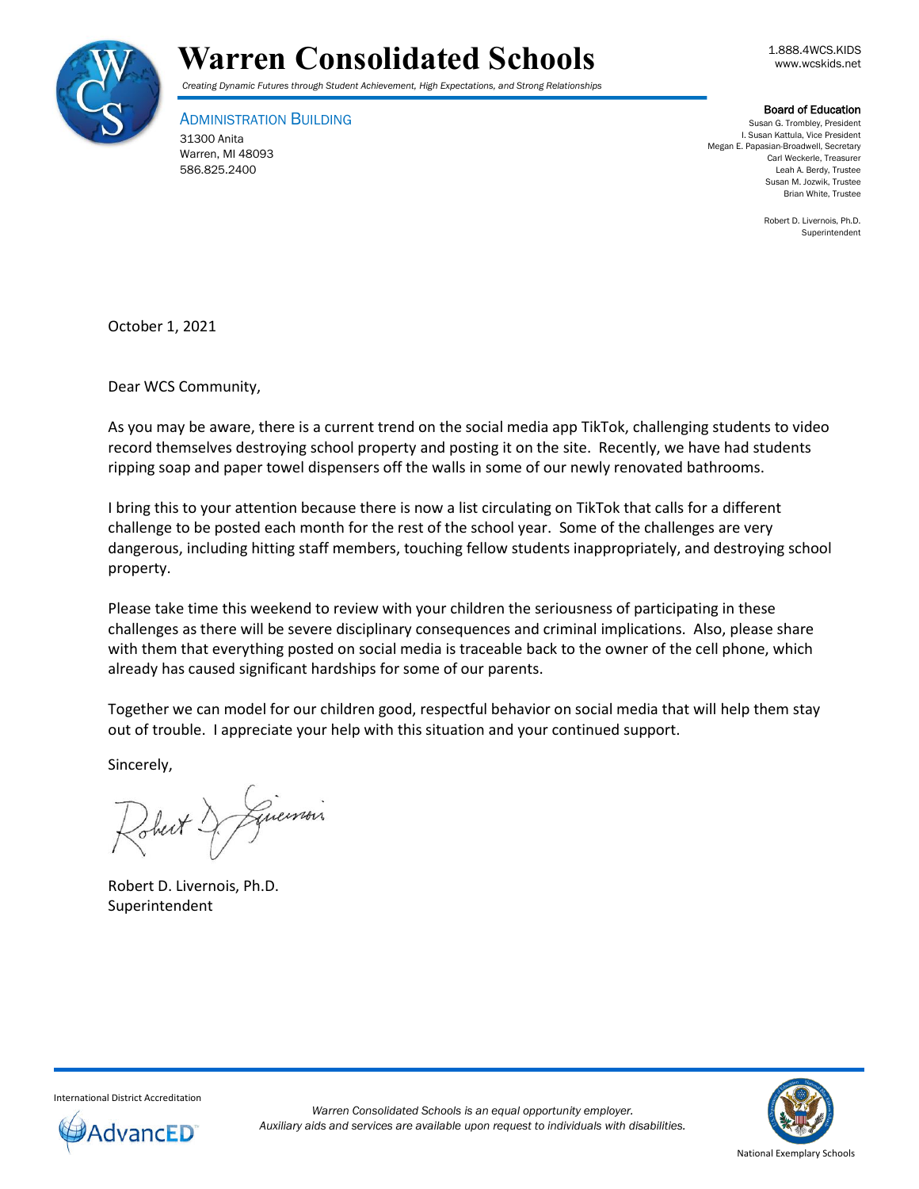# Warren Consolidated Schools

*Creating Dynamic Futures through Student Achievement, High Expectations, and Strong Relationships*

1.888.4WCS.KIDS
www.wcskids.net

ADMINISTRATION BUILDING
31300 Anita
Warren, MI 48093
586.825.2400

**Board of Education**
Susan G. Trombley, President
I. Susan Kattula, Vice President
Megan E. Papasian-Broadwell, Secretary
Carl Weckerle, Treasurer
Leah A. Berdy, Trustee
Susan M. Jozwik, Trustee
Brian White, Trustee

Robert D. Livernois, Ph.D.
Superintendent

October 1, 2021

Dear WCS Community,

As you may be aware, there is a current trend on the social media app TikTok, challenging students to video record themselves destroying school property and posting it on the site. Recently, we have had students ripping soap and paper towel dispensers off the walls in some of our newly renovated bathrooms.

I bring this to your attention because there is now a list circulating on TikTok that calls for a different challenge to be posted each month for the rest of the school year. Some of the challenges are very dangerous, including hitting staff members, touching fellow students inappropriately, and destroying school property.

Please take time this weekend to review with your children the seriousness of participating in these challenges as there will be severe disciplinary consequences and criminal implications. Also, please share with them that everything posted on social media is traceable back to the owner of the cell phone, which already has caused significant hardships for some of our parents.

Together we can model for our children good, respectful behavior on social media that will help them stay out of trouble. I appreciate your help with this situation and your continued support.

Sincerely,

Robert D. Livernois, Ph.D.
Superintendent

International District Accreditation
AdvancED

*Warren Consolidated Schools is an equal opportunity employer.*
*Auxiliary aids and services are available upon request to individuals with disabilities.*

National Exemplary Schools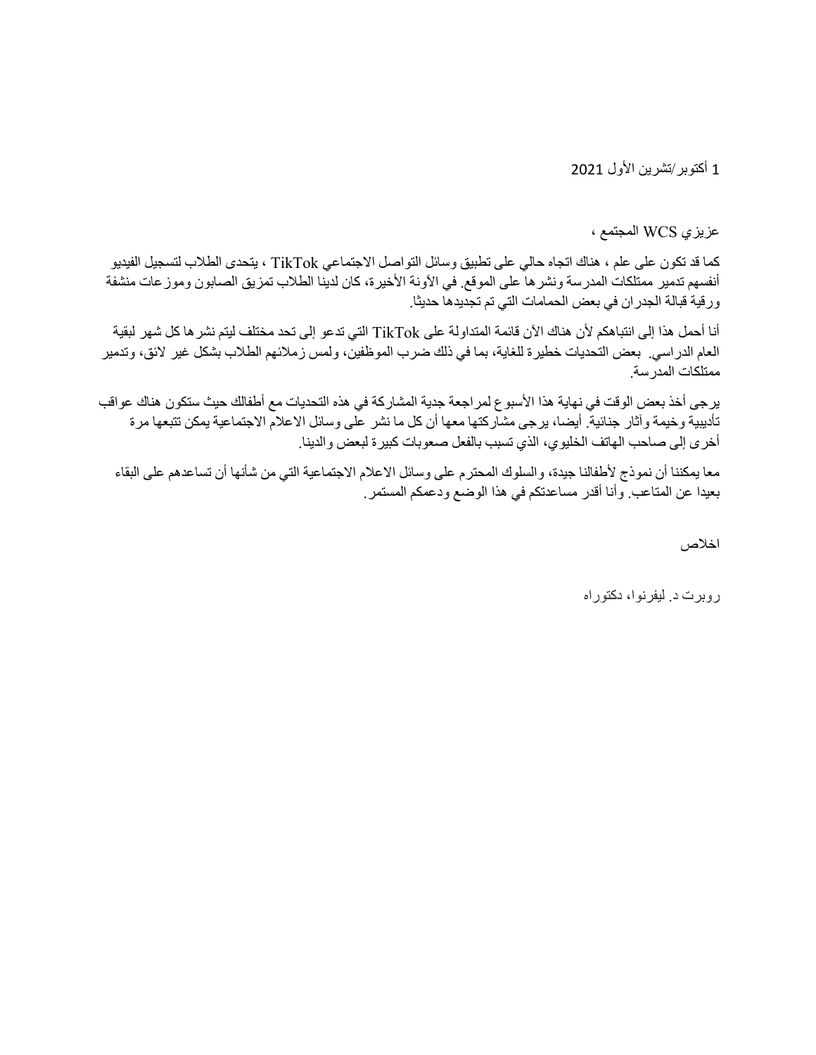1 أكتوبر/تشرين الأول 2021

عزيزي WCS المجتمع ،

كما قد تكون على علم ، هناك اتجاه حالي على تطبيق وسائل التواصل الاجتماعي TikTok ، يتحدى الطلاب لتسجيل الفيديو أنفسهم تدمير ممتلكات المدرسة ونشرها على الموقع. في الآونة الأخيرة، كان لدينا الطلاب تمزيق الصابون وموزعات منشفة ورقية قبالة الجدران في بعض الحمامات التي تم تجديدها حديثا.

أنا أحمل هذا إلى انتباهكم لأن هناك الآن قائمة المتداولة على TikTok التي تدعو إلى تحد مختلف ليتم نشرها كل شهر لبقية العام الدراسي. بعض التحديات خطيرة للغاية، بما في ذلك ضرب الموظفين، ولمس زملائهم الطلاب بشكل غير لائق، وتدمير ممتلكات المدرسة.

يرجى أخذ بعض الوقت في نهاية هذا الأسبوع لمراجعة جدية المشاركة في هذه التحديات مع أطفالك حيث ستكون هناك عواقب تأديبية وخيمة وآثار جنائية. أيضا، يرجى مشاركتها معها أن كل ما نشر على وسائل الاعلام الاجتماعية يمكن تتبعها مرة أخرى إلى صاحب الهاتف الخليوي، الذي تسبب بالفعل صعوبات كبيرة لبعض والدينا.

معا يمكننا أن نموذج لأطفالنا جيدة، والسلوك المحترم على وسائل الاعلام الاجتماعية التي من شأنها أن تساعدهم على البقاء بعيدا عن المتاعب. وأنا أقدر مساعدتكم في هذا الوضع ودعمكم المستمر.

اخلاص

روبرت د. ليفرنوا، دكتوراه